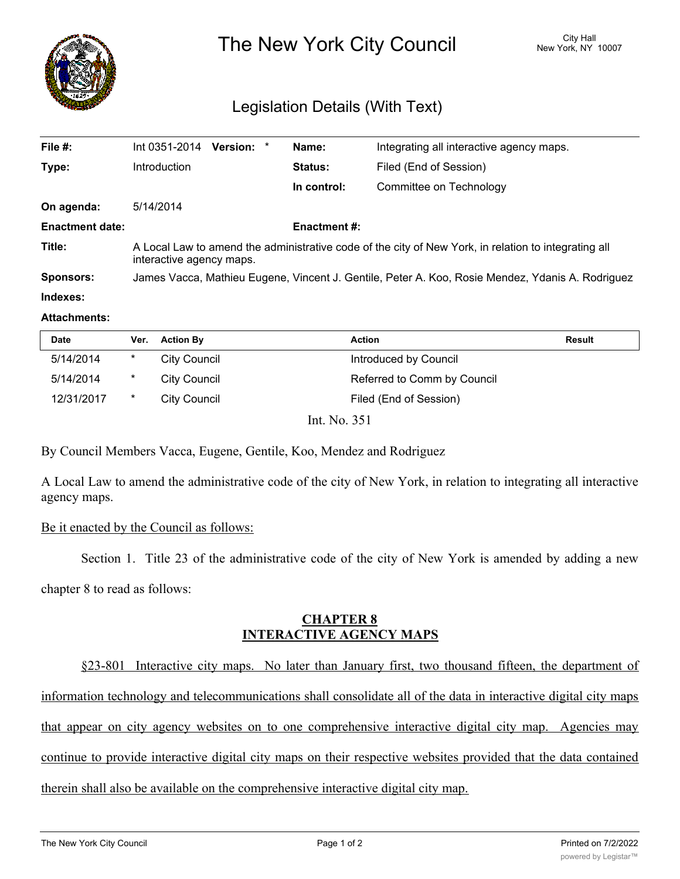# The New York City Council

City Hall
New York, NY 10007

## Legislation Details (With Text)

| | | | |
|---|---|---|---|
| **File #:** | Int 0351-2014 **Version:** * | **Name:** | Integrating all interactive agency maps. |
| **Type:** | Introduction | **Status:** | Filed (End of Session) |
| | | **In control:** | Committee on Technology |
| **On agenda:** | 5/14/2014 | | |
| **Enactment date:** | | **Enactment #:** | |
| **Title:** | A Local Law to amend the administrative code of the city of New York, in relation to integrating all interactive agency maps. | | |
| **Sponsors:** | James Vacca, Mathieu Eugene, Vincent J. Gentile, Peter A. Koo, Rosie Mendez, Ydanis A. Rodriguez | | |
| **Indexes:** | | | |
| **Attachments:** | | | |

| Date | Ver. | Action By | Action | Result |
|---|---|---|---|---|
| 5/14/2014 | * | City Council | Introduced by Council | |
| 5/14/2014 | * | City Council | Referred to Comm by Council | |
| 12/31/2017 | * | City Council | Filed (End of Session) | |

Int. No. 351

By Council Members Vacca, Eugene, Gentile, Koo, Mendez and Rodriguez

A Local Law to amend the administrative code of the city of New York, in relation to integrating all interactive agency maps.

Be it enacted by the Council as follows:

Section 1. Title 23 of the administrative code of the city of New York is amended by adding a new chapter 8 to read as follows:

**CHAPTER 8**
**INTERACTIVE AGENCY MAPS**

§23-801 Interactive city maps. No later than January first, two thousand fifteen, the department of information technology and telecommunications shall consolidate all of the data in interactive digital city maps that appear on city agency websites on to one comprehensive interactive digital city map. Agencies may continue to provide interactive digital city maps on their respective websites provided that the data contained therein shall also be available on the comprehensive interactive digital city map.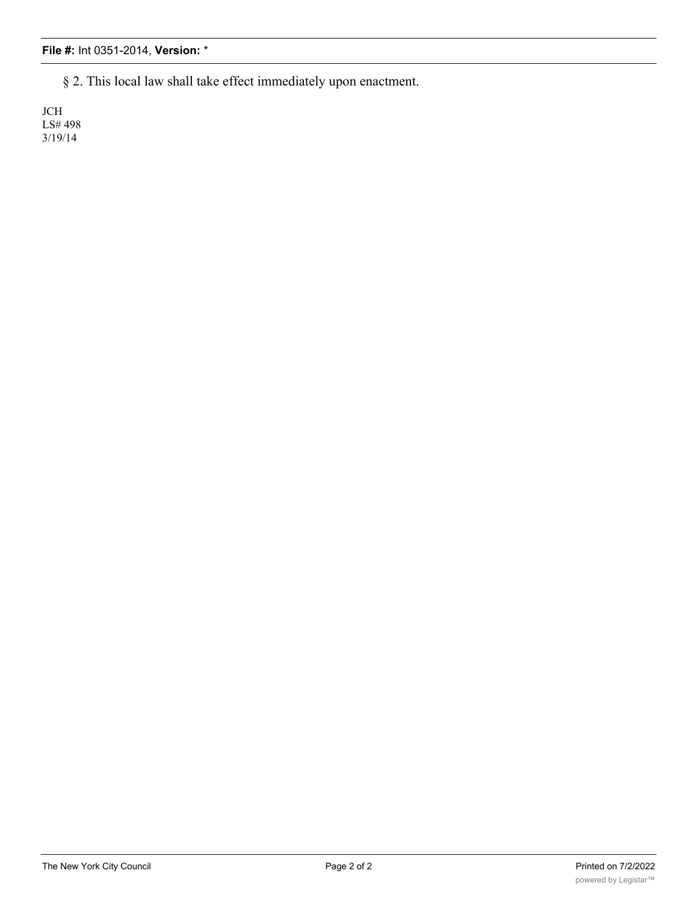§ 2. This local law shall take effect immediately upon enactment.

JCH
LS# 498
3/19/14